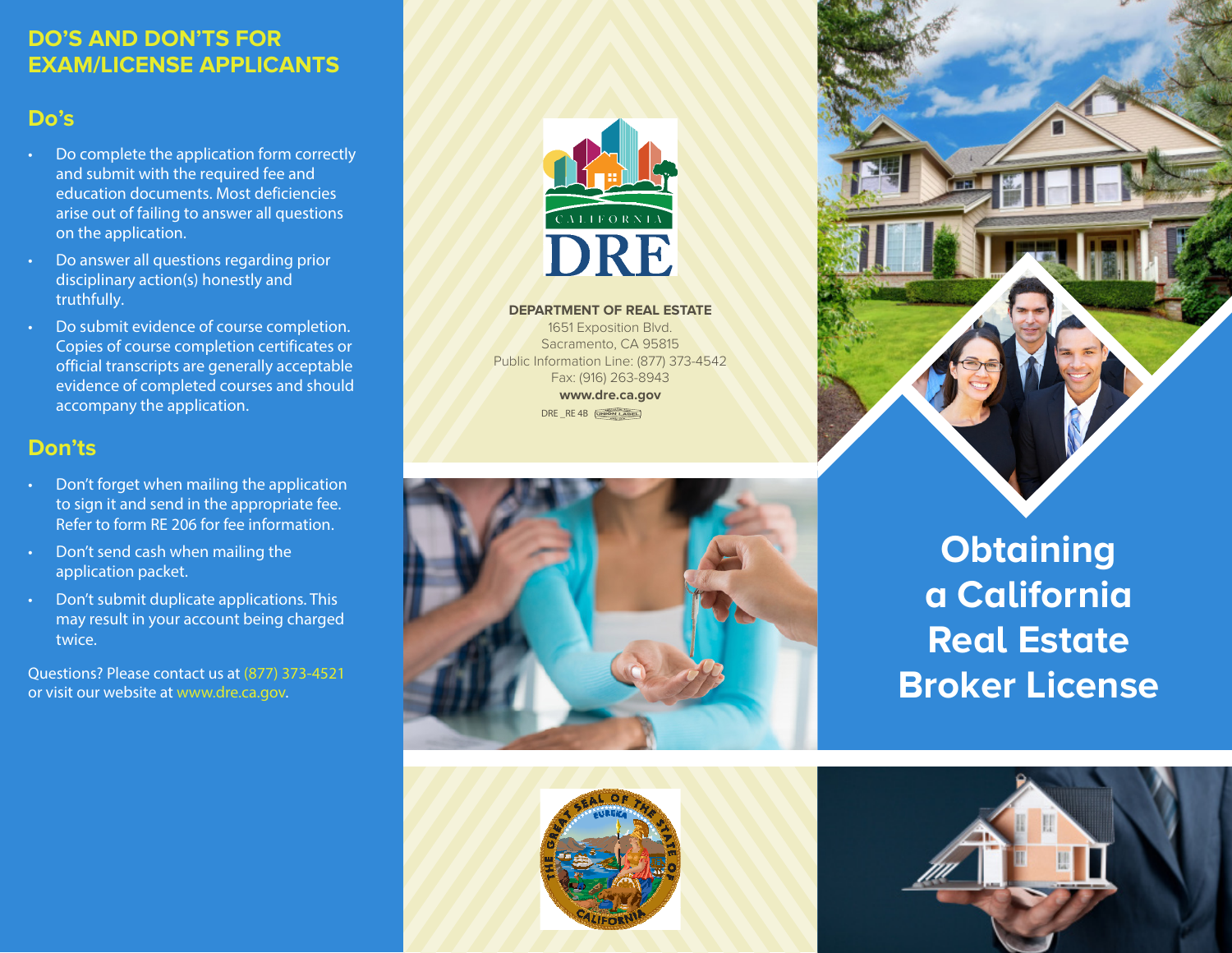## DO'S AND DON'TS FOR EXAM/LICENSE APPLICANTS

### Do's

- Do complete the application form correctly and submit with the required fee and education documents. Most deficiencies arise out of failing to answer all questions on the application.
- Do answer all questions regarding prior disciplinary action(s) honestly and truthfully.
- Do submit evidence of course completion. Copies of course completion certificates or official transcripts are generally acceptable evidence of completed courses and should accompany the application.

### Don'ts

- Don't forget when mailing the application to sign it and send in the appropriate fee. Refer to form RE 206 for fee information.
- Don't send cash when mailing the application packet.
- Don't submit duplicate applications. This may result in your account being charged twice.

Questions? Please contact us at (877) 373-4521 or visit our website at www.dre.ca.gov.

CALIFORNIA DRE

**DEPARTMENT OF REAL ESTATE**
1651 Exposition Blvd.
Sacramento, CA 95815
Public Information Line: (877) 373-4542
Fax: (916) 263-8943
**www.dre.ca.gov**
DRE _RE 4B

# Obtaining a California Real Estate Broker License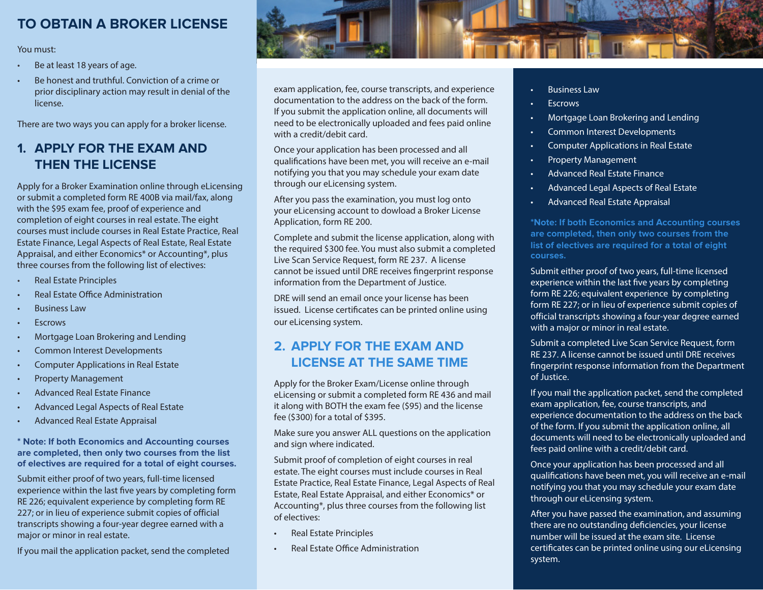# TO OBTAIN A BROKER LICENSE

You must:

- Be at least 18 years of age.
- Be honest and truthful. Conviction of a crime or prior disciplinary action may result in denial of the license.

There are two ways you can apply for a broker license.

## 1. APPLY FOR THE EXAM AND THEN THE LICENSE

Apply for a Broker Examination online through eLicensing or submit a completed form RE 400B via mail/fax, along with the $95 exam fee, proof of experience and completion of eight courses in real estate. The eight courses must include courses in Real Estate Practice, Real Estate Finance, Legal Aspects of Real Estate, Real Estate Appraisal, and either Economics* or Accounting*, plus three courses from the following list of electives:

- Real Estate Principles
- Real Estate Office Administration
- Business Law
- Escrows
- Mortgage Loan Brokering and Lending
- Common Interest Developments
- Computer Applications in Real Estate
- Property Management
- Advanced Real Estate Finance
- Advanced Legal Aspects of Real Estate
- Advanced Real Estate Appraisal

**\* Note: If both Economics and Accounting courses are completed, then only two courses from the list of electives are required for a total of eight courses.**

Submit either proof of two years, full-time licensed experience within the last five years by completing form RE 226; equivalent experience by completing form RE 227; or in lieu of experience submit copies of official transcripts showing a four-year degree earned with a major or minor in real estate.

If you mail the application packet, send the completed exam application, fee, course transcripts, and experience documentation to the address on the back of the form. If you submit the application online, all documents will need to be electronically uploaded and fees paid online with a credit/debit card.

Once your application has been processed and all qualifications have been met, you will receive an e-mail notifying you that you may schedule your exam date through our eLicensing system.

After you pass the examination, you must log onto your eLicensing account to dowload a Broker License Application, form RE 200.

Complete and submit the license application, along with the required $300 fee. You must also submit a completed Live Scan Service Request, form RE 237. A license cannot be issued until DRE receives fingerprint response information from the Department of Justice.

DRE will send an email once your license has been issued. License certificates can be printed online using our eLicensing system.

## 2. APPLY FOR THE EXAM AND LICENSE AT THE SAME TIME

Apply for the Broker Exam/License online through eLicensing or submit a completed form RE 436 and mail it along with BOTH the exam fee ($95) and the license fee ($300) for a total of $395.

Make sure you answer ALL questions on the application and sign where indicated.

Submit proof of completion of eight courses in real estate. The eight courses must include courses in Real Estate Practice, Real Estate Finance, Legal Aspects of Real Estate, Real Estate Appraisal, and either Economics* or Accounting*, plus three courses from the following list of electives:

- Real Estate Principles
- Real Estate Office Administration
- Business Law
- Escrows
- Mortgage Loan Brokering and Lending
- Common Interest Developments
- Computer Applications in Real Estate
- Property Management
- Advanced Real Estate Finance
- Advanced Legal Aspects of Real Estate
- Advanced Real Estate Appraisal

**\*Note: If both Economics and Accounting courses are completed, then only two courses from the list of electives are required for a total of eight courses.**

Submit either proof of two years, full-time licensed experience within the last five years by completing form RE 226; equivalent experience by completing form RE 227; or in lieu of experience submit copies of official transcripts showing a four-year degree earned with a major or minor in real estate.

Submit a completed Live Scan Service Request, form RE 237. A license cannot be issued until DRE receives fingerprint response information from the Department of Justice.

If you mail the application packet, send the completed exam application, fee, course transcripts, and experience documentation to the address on the back of the form. If you submit the application online, all documents will need to be electronically uploaded and fees paid online with a credit/debit card.

Once your application has been processed and all qualifications have been met, you will receive an e-mail notifying you that you may schedule your exam date through our eLicensing system.

After you have passed the examination, and assuming there are no outstanding deficiencies, your license number will be issued at the exam site. License certificates can be printed online using our eLicensing system.